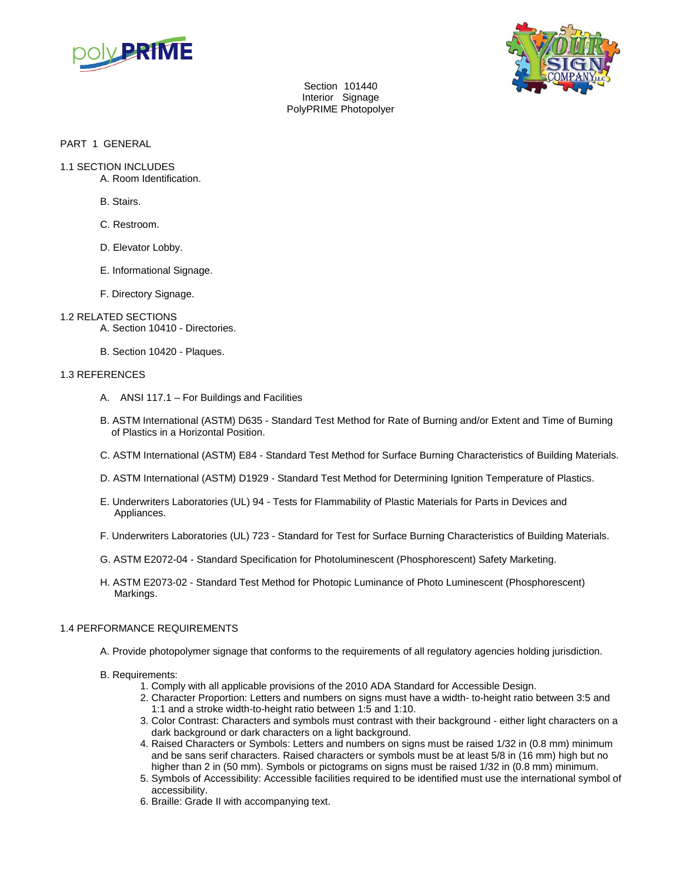Section 101440
Interior Signage
PolyPRIME Photopolyer

# PART 1 GENERAL

## 1.1 SECTION INCLUDES

A. Room Identification.

B. Stairs.

C. Restroom.

D. Elevator Lobby.

E. Informational Signage.

F. Directory Signage.

## 1.2 RELATED SECTIONS

A. Section 10410 - Directories.

B. Section 10420 - Plaques.

## 1.3 REFERENCES

A. ANSI 117.1 – For Buildings and Facilities

B. ASTM International (ASTM) D635 - Standard Test Method for Rate of Burning and/or Extent and Time of Burning of Plastics in a Horizontal Position.

C. ASTM International (ASTM) E84 - Standard Test Method for Surface Burning Characteristics of Building Materials.

D. ASTM International (ASTM) D1929 - Standard Test Method for Determining Ignition Temperature of Plastics.

E. Underwriters Laboratories (UL) 94 - Tests for Flammability of Plastic Materials for Parts in Devices and Appliances.

F. Underwriters Laboratories (UL) 723 - Standard for Test for Surface Burning Characteristics of Building Materials.

G. ASTM E2072-04 - Standard Specification for Photoluminescent (Phosphorescent) Safety Marketing.

H. ASTM E2073-02 - Standard Test Method for Photopic Luminance of Photo Luminescent (Phosphorescent) Markings.

## 1.4 PERFORMANCE REQUIREMENTS

A. Provide photopolymer signage that conforms to the requirements of all regulatory agencies holding jurisdiction.

B. Requirements:

1. Comply with all applicable provisions of the 2010 ADA Standard for Accessible Design.
2. Character Proportion: Letters and numbers on signs must have a width- to-height ratio between 3:5 and 1:1 and a stroke width-to-height ratio between 1:5 and 1:10.
3. Color Contrast: Characters and symbols must contrast with their background - either light characters on a dark background or dark characters on a light background.
4. Raised Characters or Symbols: Letters and numbers on signs must be raised 1/32 in (0.8 mm) minimum and be sans serif characters. Raised characters or symbols must be at least 5/8 in (16 mm) high but no higher than 2 in (50 mm). Symbols or pictograms on signs must be raised 1/32 in (0.8 mm) minimum.
5. Symbols of Accessibility: Accessible facilities required to be identified must use the international symbol of accessibility.
6. Braille: Grade II with accompanying text.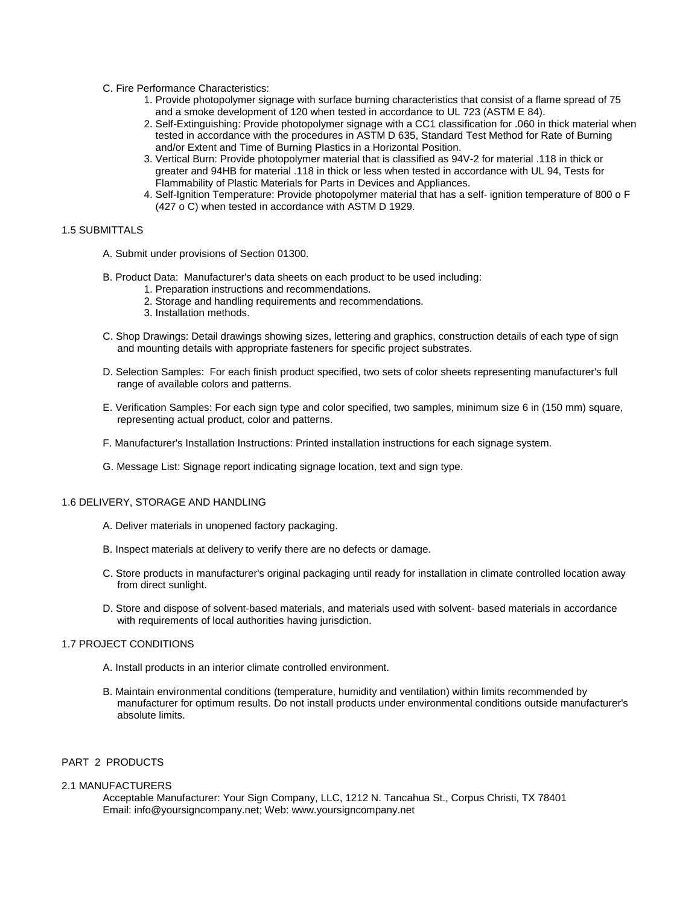C. Fire Performance Characteristics:

1. Provide photopolymer signage with surface burning characteristics that consist of a flame spread of 75 and a smoke development of 120 when tested in accordance to UL 723 (ASTM E 84).
2. Self-Extinguishing: Provide photopolymer signage with a CC1 classification for .060 in thick material when tested in accordance with the procedures in ASTM D 635, Standard Test Method for Rate of Burning and/or Extent and Time of Burning Plastics in a Horizontal Position.
3. Vertical Burn: Provide photopolymer material that is classified as 94V-2 for material .118 in thick or greater and 94HB for material .118 in thick or less when tested in accordance with UL 94, Tests for Flammability of Plastic Materials for Parts in Devices and Appliances.
4. Self-Ignition Temperature: Provide photopolymer material that has a self- ignition temperature of 800 o F (427 o C) when tested in accordance with ASTM D 1929.

## 1.5 SUBMITTALS

A. Submit under provisions of Section 01300.

B. Product Data: Manufacturer's data sheets on each product to be used including:

1. Preparation instructions and recommendations.
2. Storage and handling requirements and recommendations.
3. Installation methods.

C. Shop Drawings: Detail drawings showing sizes, lettering and graphics, construction details of each type of sign and mounting details with appropriate fasteners for specific project substrates.

D. Selection Samples: For each finish product specified, two sets of color sheets representing manufacturer's full range of available colors and patterns.

E. Verification Samples: For each sign type and color specified, two samples, minimum size 6 in (150 mm) square, representing actual product, color and patterns.

F. Manufacturer's Installation Instructions: Printed installation instructions for each signage system.

G. Message List: Signage report indicating signage location, text and sign type.

## 1.6 DELIVERY, STORAGE AND HANDLING

A. Deliver materials in unopened factory packaging.

B. Inspect materials at delivery to verify there are no defects or damage.

C. Store products in manufacturer's original packaging until ready for installation in climate controlled location away from direct sunlight.

D. Store and dispose of solvent-based materials, and materials used with solvent- based materials in accordance with requirements of local authorities having jurisdiction.

## 1.7 PROJECT CONDITIONS

A. Install products in an interior climate controlled environment.

B. Maintain environmental conditions (temperature, humidity and ventilation) within limits recommended by manufacturer for optimum results. Do not install products under environmental conditions outside manufacturer's absolute limits.

# PART 2 PRODUCTS

## 2.1 MANUFACTURERS

Acceptable Manufacturer: Your Sign Company, LLC, 1212 N. Tancahua St., Corpus Christi, TX 78401
Email: info@yoursigncompany.net; Web: www.yoursigncompany.net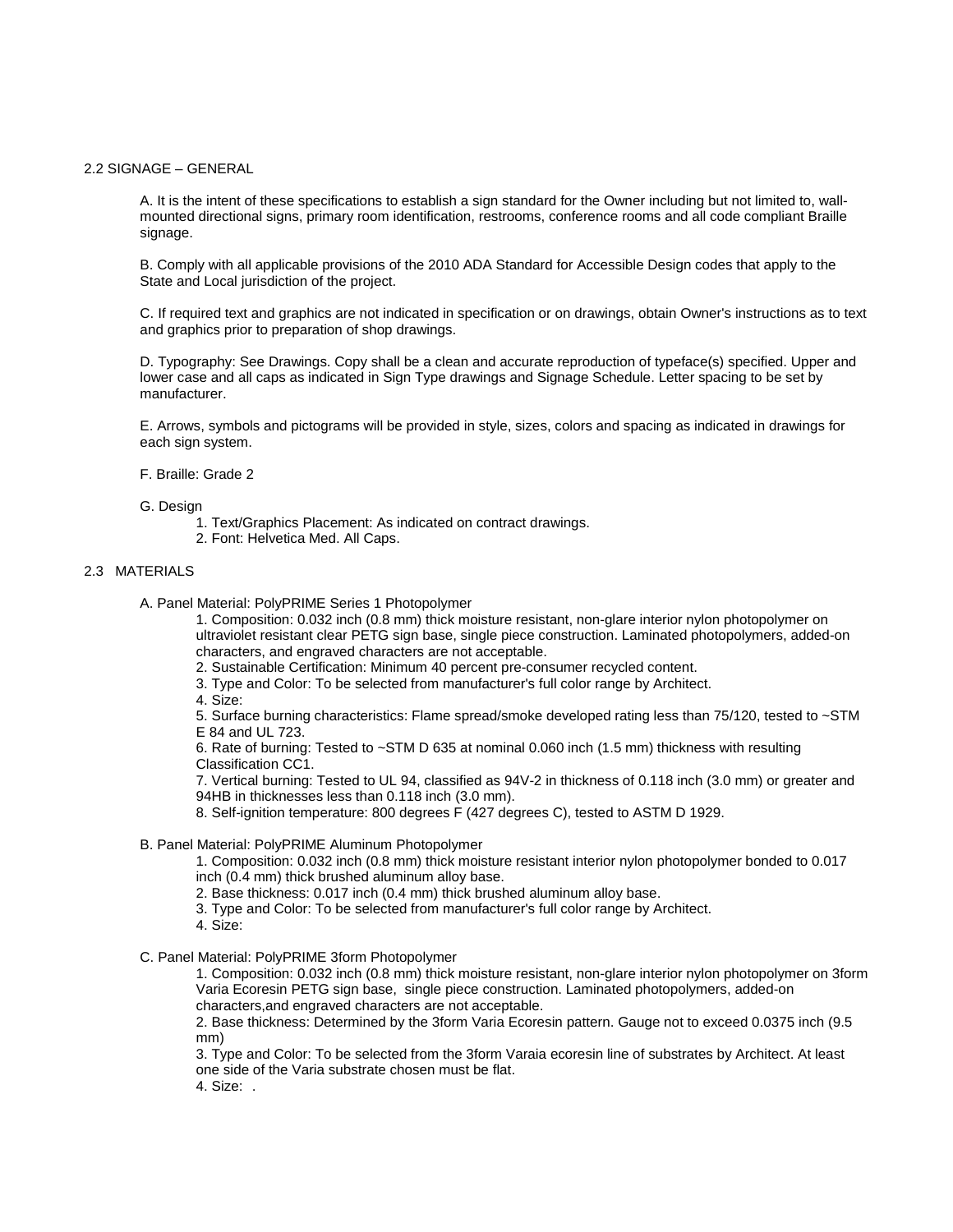## 2.2 SIGNAGE – GENERAL

A. It is the intent of these specifications to establish a sign standard for the Owner including but not limited to, wall-mounted directional signs, primary room identification, restrooms, conference rooms and all code compliant Braille signage.

B. Comply with all applicable provisions of the 2010 ADA Standard for Accessible Design codes that apply to the State and Local jurisdiction of the project.

C. If required text and graphics are not indicated in specification or on drawings, obtain Owner's instructions as to text and graphics prior to preparation of shop drawings.

D. Typography: See Drawings. Copy shall be a clean and accurate reproduction of typeface(s) specified. Upper and lower case and all caps as indicated in Sign Type drawings and Signage Schedule. Letter spacing to be set by manufacturer.

E. Arrows, symbols and pictograms will be provided in style, sizes, colors and spacing as indicated in drawings for each sign system.

F. Braille: Grade 2

G. Design

1. Text/Graphics Placement: As indicated on contract drawings.
2. Font: Helvetica Med. All Caps.

## 2.3 MATERIALS

A. Panel Material: PolyPRIME Series 1 Photopolymer

1. Composition: 0.032 inch (0.8 mm) thick moisture resistant, non-glare interior nylon photopolymer on ultraviolet resistant clear PETG sign base, single piece construction. Laminated photopolymers, added-on characters, and engraved characters are not acceptable.
2. Sustainable Certification: Minimum 40 percent pre-consumer recycled content.
3. Type and Color: To be selected from manufacturer's full color range by Architect.
4. Size:
5. Surface burning characteristics: Flame spread/smoke developed rating less than 75/120, tested to ~STM E 84 and UL 723.
6. Rate of burning: Tested to ~STM D 635 at nominal 0.060 inch (1.5 mm) thickness with resulting Classification CC1.
7. Vertical burning: Tested to UL 94, classified as 94V-2 in thickness of 0.118 inch (3.0 mm) or greater and 94HB in thicknesses less than 0.118 inch (3.0 mm).
8. Self-ignition temperature: 800 degrees F (427 degrees C), tested to ASTM D 1929.

B. Panel Material: PolyPRIME Aluminum Photopolymer

1. Composition: 0.032 inch (0.8 mm) thick moisture resistant interior nylon photopolymer bonded to 0.017 inch (0.4 mm) thick brushed aluminum alloy base.
2. Base thickness: 0.017 inch (0.4 mm) thick brushed aluminum alloy base.
3. Type and Color: To be selected from manufacturer's full color range by Architect.
4. Size:

C. Panel Material: PolyPRIME 3form Photopolymer

1. Composition: 0.032 inch (0.8 mm) thick moisture resistant, non-glare interior nylon photopolymer on 3form Varia Ecoresin PETG sign base, single piece construction. Laminated photopolymers, added-on characters,and engraved characters are not acceptable.
2. Base thickness: Determined by the 3form Varia Ecoresin pattern. Gauge not to exceed 0.0375 inch (9.5 mm)
3. Type and Color: To be selected from the 3form Varaia ecoresin line of substrates by Architect. At least one side of the Varia substrate chosen must be flat.
4. Size: .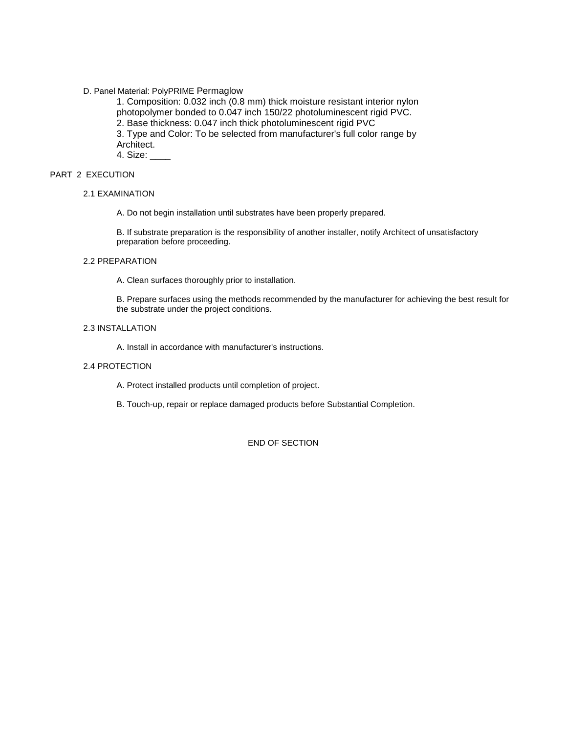D. Panel Material: PolyPRIME Permaglow

1. Composition: 0.032 inch (0.8 mm) thick moisture resistant interior nylon photopolymer bonded to 0.047 inch 150/22 photoluminescent rigid PVC.
2. Base thickness: 0.047 inch thick photoluminescent rigid PVC
3. Type and Color: To be selected from manufacturer's full color range by Architect.
4. Size: ____

## PART 2 EXECUTION

### 2.1 EXAMINATION

A. Do not begin installation until substrates have been properly prepared.

B. If substrate preparation is the responsibility of another installer, notify Architect of unsatisfactory preparation before proceeding.

### 2.2 PREPARATION

A. Clean surfaces thoroughly prior to installation.

B. Prepare surfaces using the methods recommended by the manufacturer for achieving the best result for the substrate under the project conditions.

### 2.3 INSTALLATION

A. Install in accordance with manufacturer's instructions.

### 2.4 PROTECTION

A. Protect installed products until completion of project.

B. Touch-up, repair or replace damaged products before Substantial Completion.

END OF SECTION